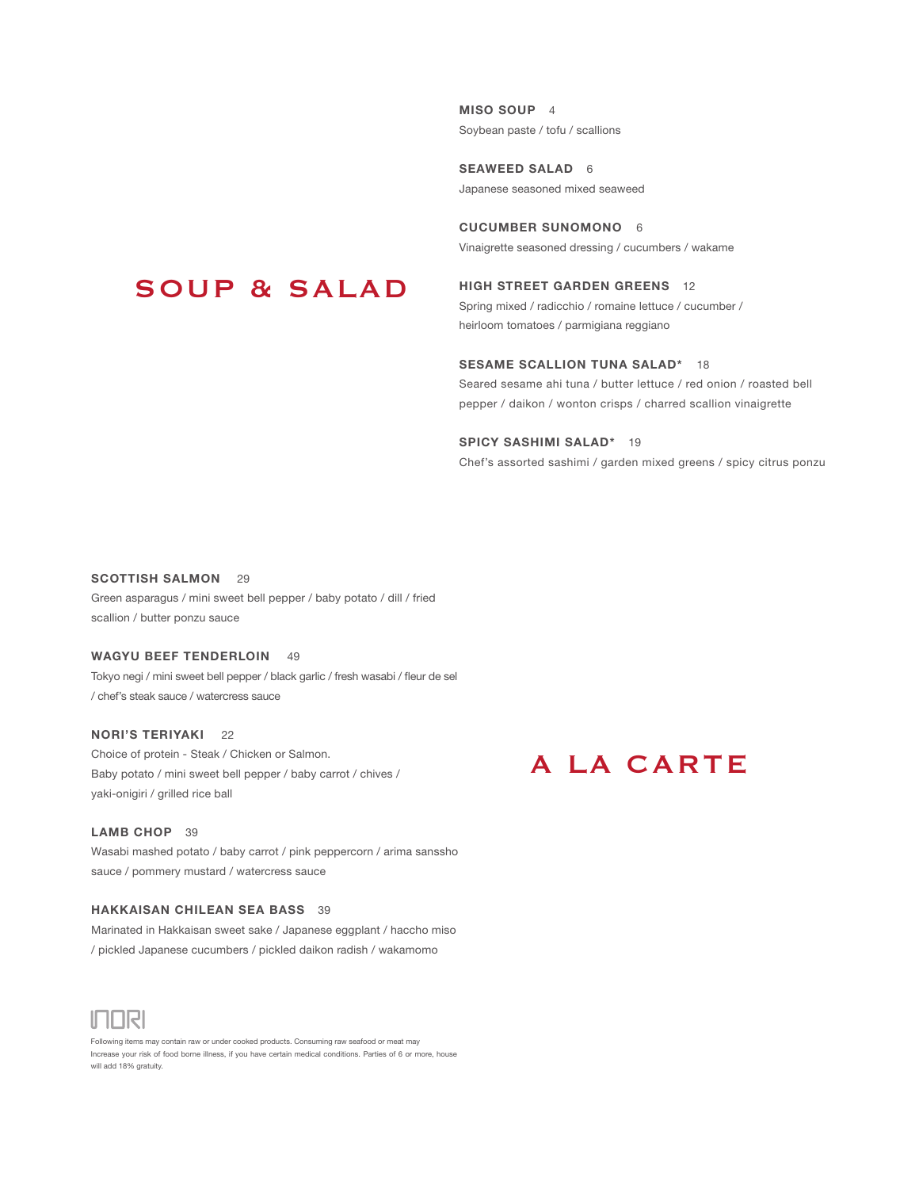## SOUP & SALAD

**MISO SOUP** 4
Soybean paste / tofu / scallions

**SEAWEED SALAD** 6
Japanese seasoned mixed seaweed

**CUCUMBER SUNOMONO** 6
Vinaigrette seasoned dressing / cucumbers / wakame

**HIGH STREET GARDEN GREENS** 12
Spring mixed / radicchio / romaine lettuce / cucumber / heirloom tomatoes / parmigiana reggiano

**SESAME SCALLION TUNA SALAD*** 18
Seared sesame ahi tuna / butter lettuce / red onion / roasted bell pepper / daikon / wonton crisps / charred scallion vinaigrette

**SPICY SASHIMI SALAD*** 19
Chef's assorted sashimi / garden mixed greens / spicy citrus ponzu

## A LA CARTE

**SCOTTISH SALMON** 29
Green asparagus / mini sweet bell pepper / baby potato / dill / fried scallion / butter ponzu sauce

**WAGYU BEEF TENDERLOIN** 49
Tokyo negi / mini sweet bell pepper / black garlic / fresh wasabi / fleur de sel / chef's steak sauce / watercress sauce

**NORI'S TERIYAKI** 22
Choice of protein - Steak / Chicken or Salmon.
Baby potato / mini sweet bell pepper / baby carrot / chives / yaki-onigiri / grilled rice ball

**LAMB CHOP** 39
Wasabi mashed potato / baby carrot / pink peppercorn / arima sanssho sauce / pommery mustard / watercress sauce

**HAKKAISAN CHILEAN SEA BASS** 39
Marinated in Hakkaisan sweet sake / Japanese eggplant / haccho miso / pickled Japanese cucumbers / pickled daikon radish / wakamomo

NORI

Following items may contain raw or under cooked products. Consuming raw seafood or meat may Increase your risk of food borne illness, if you have certain medical conditions. Parties of 6 or more, house will add 18% gratuity.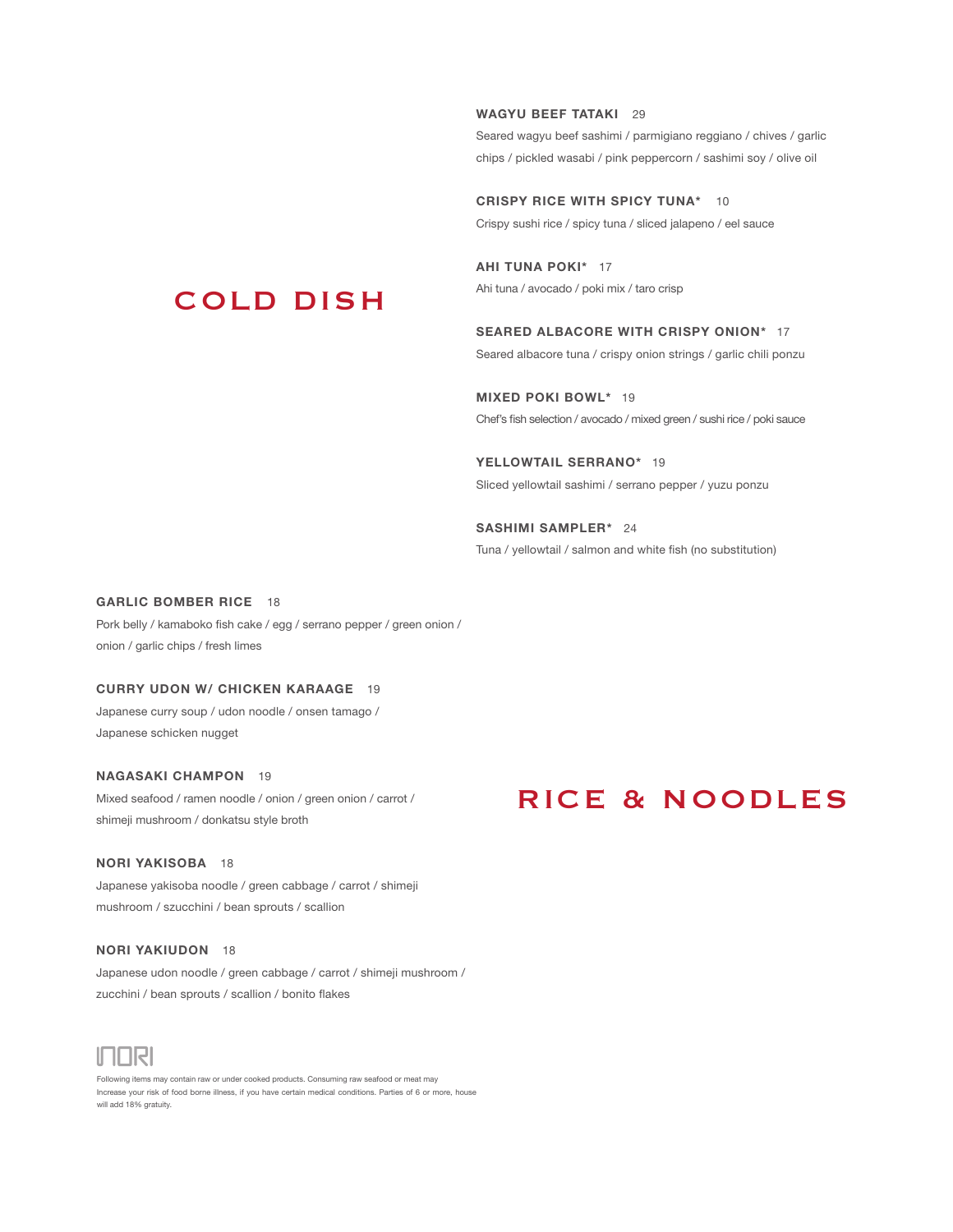## COLD DISH

**WAGYU BEEF TATAKI** 29
Seared wagyu beef sashimi / parmigiano reggiano / chives / garlic chips / pickled wasabi / pink peppercorn / sashimi soy / olive oil

**CRISPY RICE WITH SPICY TUNA*** 10
Crispy sushi rice / spicy tuna / sliced jalapeno / eel sauce

**AHI TUNA POKI*** 17
Ahi tuna / avocado / poki mix / taro crisp

**SEARED ALBACORE WITH CRISPY ONION*** 17
Seared albacore tuna / crispy onion strings / garlic chili ponzu

**MIXED POKI BOWL*** 19
Chef's fish selection / avocado / mixed green / sushi rice / poki sauce

**YELLOWTAIL SERRANO*** 19
Sliced yellowtail sashimi / serrano pepper / yuzu ponzu

**SASHIMI SAMPLER*** 24
Tuna / yellowtail / salmon and white fish (no substitution)

## RICE & NOODLES

**GARLIC BOMBER RICE** 18
Pork belly / kamaboko fish cake / egg / serrano pepper / green onion / onion / garlic chips / fresh limes

**CURRY UDON W/ CHICKEN KARAAGE** 19
Japanese curry soup / udon noodle / onsen tamago / Japanese schicken nugget

**NAGASAKI CHAMPON** 19
Mixed seafood / ramen noodle / onion / green onion / carrot / shimeji mushroom / donkatsu style broth

**NORI YAKISOBA** 18
Japanese yakisoba noodle / green cabbage / carrot / shimeji mushroom / szucchini / bean sprouts / scallion

**NORI YAKIUDON** 18
Japanese udon noodle / green cabbage / carrot / shimeji mushroom / zucchini / bean sprouts / scallion / bonito flakes

NORI

Following items may contain raw or under cooked products. Consuming raw seafood or meat may Increase your risk of food borne illness, if you have certain medical conditions. Parties of 6 or more, house will add 18% gratuity.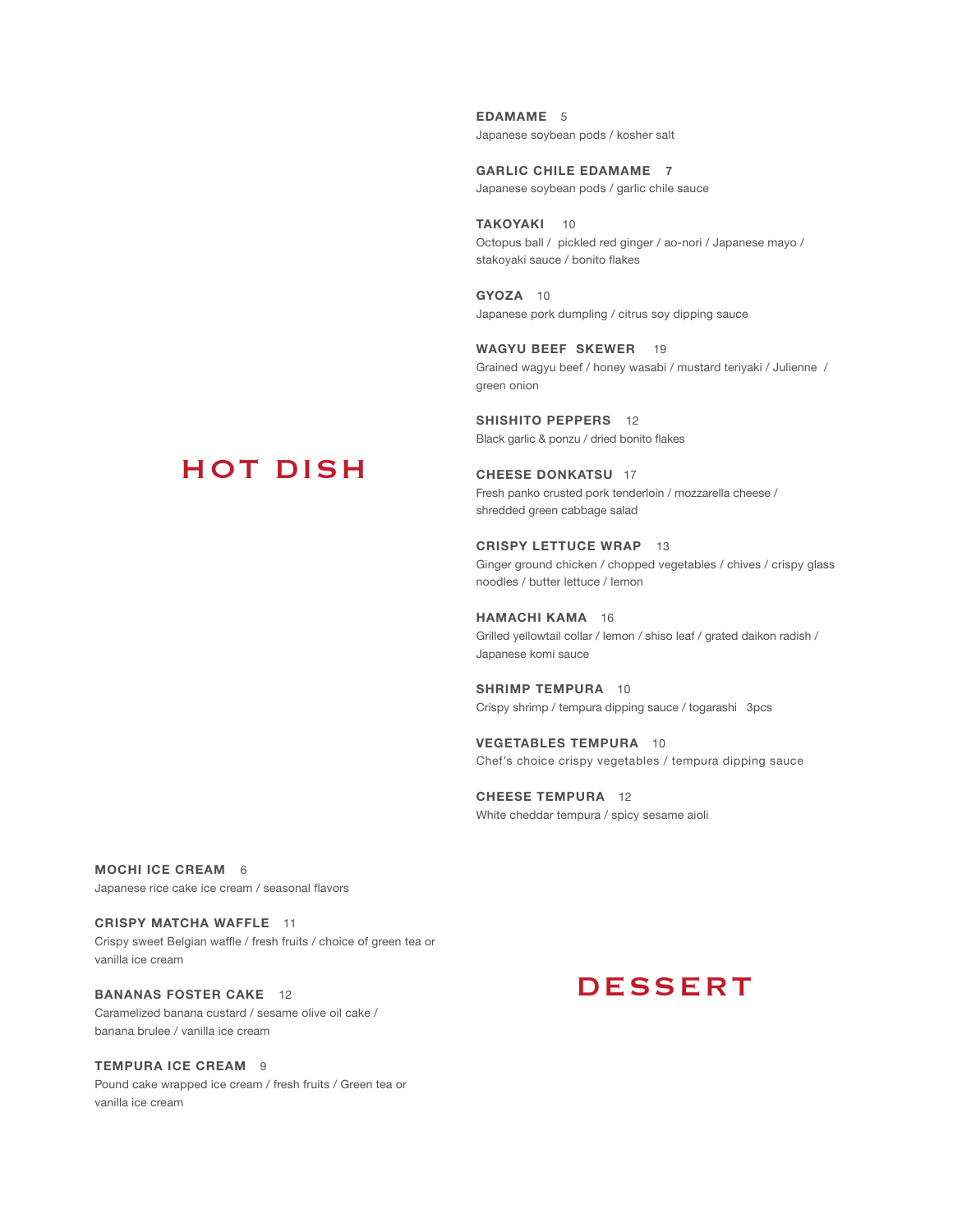## HOT DISH

**EDAMAME** 5
Japanese soybean pods / kosher salt

**GARLIC CHILE EDAMAME** **7**
Japanese soybean pods / garlic chile sauce

**TAKOYAKI** 10
Octopus ball / pickled red ginger / ao-nori / Japanese mayo / stakoyaki sauce / bonito flakes

**GYOZA** 10
Japanese pork dumpling / citrus soy dipping sauce

**WAGYU BEEF SKEWER** 19
Grained wagyu beef / honey wasabi / mustard teriyaki / Julienne / green onion

**SHISHITO PEPPERS** 12
Black garlic & ponzu / dried bonito flakes

**CHEESE DONKATSU** 17
Fresh panko crusted pork tenderloin / mozzarella cheese / shredded green cabbage salad

**CRISPY LETTUCE WRAP** 13
Ginger ground chicken / chopped vegetables / chives / crispy glass noodles / butter lettuce / lemon

**HAMACHI KAMA** 16
Grilled yellowtail collar / lemon / shiso leaf / grated daikon radish / Japanese komi sauce

**SHRIMP TEMPURA** 10
Crispy shrimp / tempura dipping sauce / togarashi 3pcs

**VEGETABLES TEMPURA** 10
Chef's choice crispy vegetables / tempura dipping sauce

**CHEESE TEMPURA** 12
White cheddar tempura / spicy sesame aioli

## DESSERT

**MOCHI ICE CREAM** 6
Japanese rice cake ice cream / seasonal flavors

**CRISPY MATCHA WAFFLE** 11
Crispy sweet Belgian waffle / fresh fruits / choice of green tea or vanilla ice cream

**BANANAS FOSTER CAKE** 12
Caramelized banana custard / sesame olive oil cake / banana brulee / vanilla ice cream

**TEMPURA ICE CREAM** 9
Pound cake wrapped ice cream / fresh fruits / Green tea or vanilla ice cream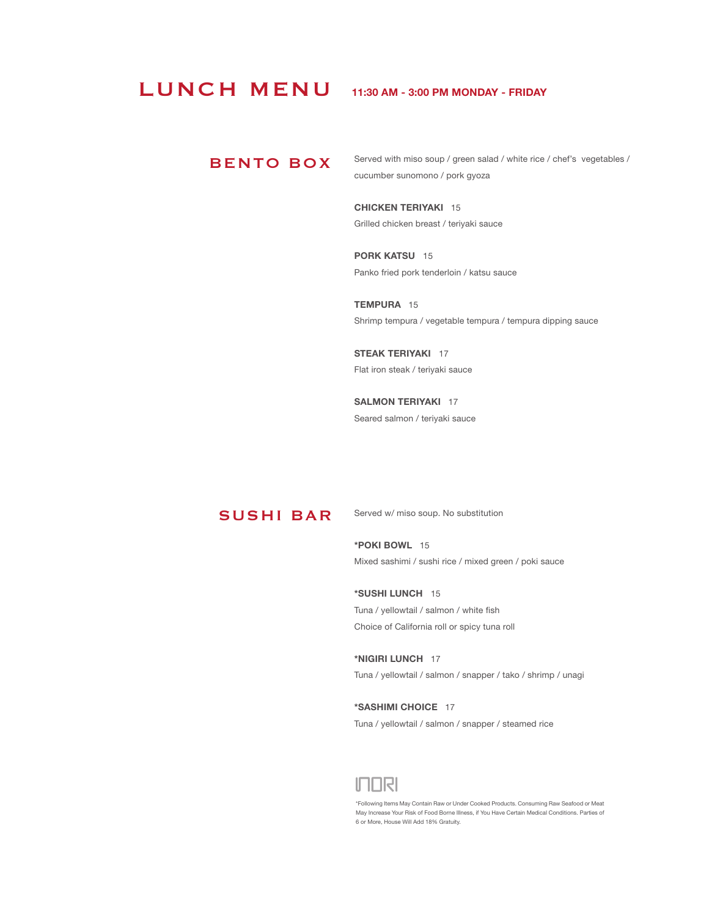# LUNCH MENU

**11:30 AM - 3:00 PM MONDAY - FRIDAY**

## BENTO BOX

Served with miso soup / green salad / white rice / chef's vegetables / cucumber sunomono / pork gyoza

**CHICKEN TERIYAKI** 15
Grilled chicken breast / teriyaki sauce

**PORK KATSU** 15
Panko fried pork tenderloin / katsu sauce

**TEMPURA** 15
Shrimp tempura / vegetable tempura / tempura dipping sauce

**STEAK TERIYAKI** 17
Flat iron steak / teriyaki sauce

**SALMON TERIYAKI** 17
Seared salmon / teriyaki sauce

## SUSHI BAR

Served w/ miso soup. No substitution

***POKI BOWL** 15
Mixed sashimi / sushi rice / mixed green / poki sauce

***SUSHI LUNCH** 15
Tuna / yellowtail / salmon / white fish
Choice of California roll or spicy tuna roll

***NIGIRI LUNCH** 17
Tuna / yellowtail / salmon / snapper / tako / shrimp / unagi

***SASHIMI CHOICE** 17
Tuna / yellowtail / salmon / snapper / steamed rice

INORI

*Following Items May Contain Raw or Under Cooked Products. Consuming Raw Seafood or Meat May Increase Your Risk of Food Borne Illness, if You Have Certain Medical Conditions. Parties of 6 or More, House Will Add 18% Gratuity.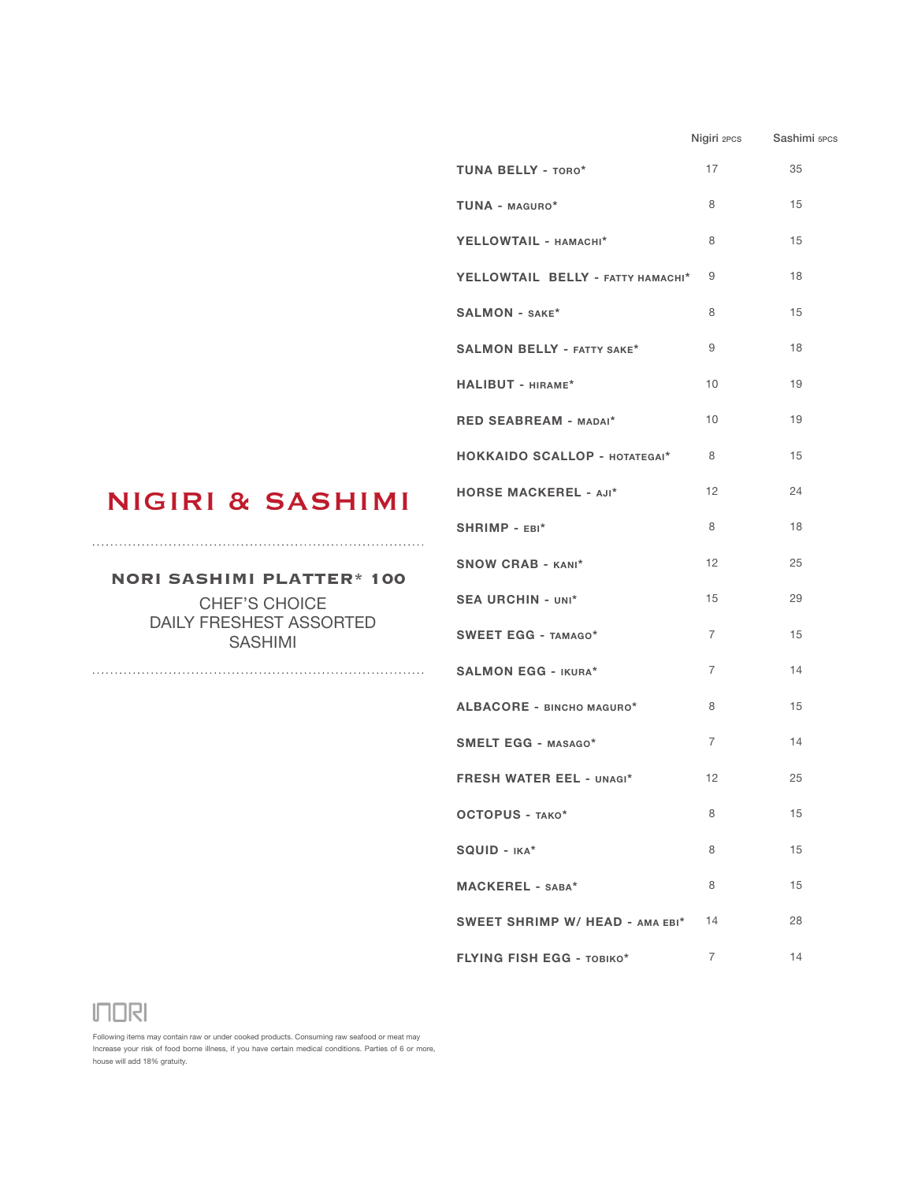# NIGIRI & SASHIMI

**NORI SASHIMI PLATTER* 100**

CHEF'S CHOICE
DAILY FRESHEST ASSORTED
SASHIMI

| | Nigiri 2PCS | Sashimi 5PCS |
|---|---|---|
| **TUNA BELLY - TORO*** | 17 | 35 |
| **TUNA - MAGURO*** | 8 | 15 |
| **YELLOWTAIL - HAMACHI*** | 8 | 15 |
| **YELLOWTAIL BELLY - FATTY HAMACHI*** | 9 | 18 |
| **SALMON - SAKE*** | 8 | 15 |
| **SALMON BELLY - FATTY SAKE*** | 9 | 18 |
| **HALIBUT - HIRAME*** | 10 | 19 |
| **RED SEABREAM - MADAI*** | 10 | 19 |
| **HOKKAIDO SCALLOP - HOTATEGAI*** | 8 | 15 |
| **HORSE MACKEREL - AJI*** | 12 | 24 |
| **SHRIMP - EBI*** | 8 | 18 |
| **SNOW CRAB - KANI*** | 12 | 25 |
| **SEA URCHIN - UNI*** | 15 | 29 |
| **SWEET EGG - TAMAGO*** | 7 | 15 |
| **SALMON EGG - IKURA*** | 7 | 14 |
| **ALBACORE - BINCHO MAGURO*** | 8 | 15 |
| **SMELT EGG - MASAGO*** | 7 | 14 |
| **FRESH WATER EEL - UNAGI*** | 12 | 25 |
| **OCTOPUS - TAKO*** | 8 | 15 |
| **SQUID - IKA*** | 8 | 15 |
| **MACKEREL - SABA*** | 8 | 15 |
| **SWEET SHRIMP W/ HEAD - AMA EBI*** | 14 | 28 |
| **FLYING FISH EGG - TOBIKO*** | 7 | 14 |

NORI

Following items may contain raw or under cooked products. Consuming raw seafood or meat may Increase your risk of food borne illness, if you have certain medical conditions. Parties of 6 or more, house will add 18% gratuity.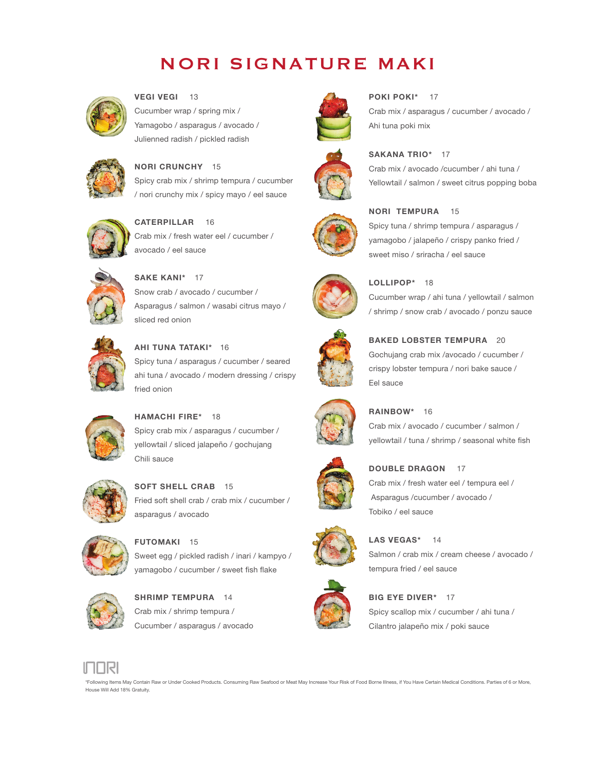# NORI SIGNATURE MAKI

**VEGI VEGI** 13
Cucumber wrap / spring mix / Yamagobo / asparagus / avocado / Julienned radish / pickled radish

**NORI CRUNCHY** 15
Spicy crab mix / shrimp tempura / cucumber / nori crunchy mix / spicy mayo / eel sauce

**CATERPILLAR** 16
Crab mix / fresh water eel / cucumber / avocado / eel sauce

**SAKE KANI*** 17
Snow crab / avocado / cucumber / Asparagus / salmon / wasabi citrus mayo / sliced red onion

**AHI TUNA TATAKI*** 16
Spicy tuna / asparagus / cucumber / seared ahi tuna / avocado / modern dressing / crispy fried onion

**HAMACHI FIRE*** 18
Spicy crab mix / asparagus / cucumber / yellowtail / sliced jalapeño / gochujang Chili sauce

**SOFT SHELL CRAB** 15
Fried soft shell crab / crab mix / cucumber / asparagus / avocado

**FUTOMAKI** 15
Sweet egg / pickled radish / inari / kampyo / yamagobo / cucumber / sweet fish flake

**SHRIMP TEMPURA** 14
Crab mix / shrimp tempura / Cucumber / asparagus / avocado

**POKI POKI*** 17
Crab mix / asparagus / cucumber / avocado / Ahi tuna poki mix

**SAKANA TRIO*** 17
Crab mix / avocado /cucumber / ahi tuna / Yellowtail / salmon / sweet citrus popping boba

**NORI TEMPURA** 15
Spicy tuna / shrimp tempura / asparagus / yamagobo / jalapeño / crispy panko fried / sweet miso / sriracha / eel sauce

**LOLLIPOP*** 18
Cucumber wrap / ahi tuna / yellowtail / salmon / shrimp / snow crab / avocado / ponzu sauce

**BAKED LOBSTER TEMPURA** 20
Gochujang crab mix /avocado / cucumber / crispy lobster tempura / nori bake sauce / Eel sauce

**RAINBOW*** 16
Crab mix / avocado / cucumber / salmon / yellowtail / tuna / shrimp / seasonal white fish

**DOUBLE DRAGON** 17
Crab mix / fresh water eel / tempura eel / Asparagus /cucumber / avocado / Tobiko / eel sauce

**LAS VEGAS*** 14
Salmon / crab mix / cream cheese / avocado / tempura fried / eel sauce

**BIG EYE DIVER*** 17
Spicy scallop mix / cucumber / ahi tuna / Cilantro jalapeño mix / poki sauce

NORI

*Following Items May Contain Raw or Under Cooked Products. Consuming Raw Seafood or Meat May Increase Your Risk of Food Borne Illness, if You Have Certain Medical Conditions. Parties of 6 or More, House Will Add 18% Gratuity.